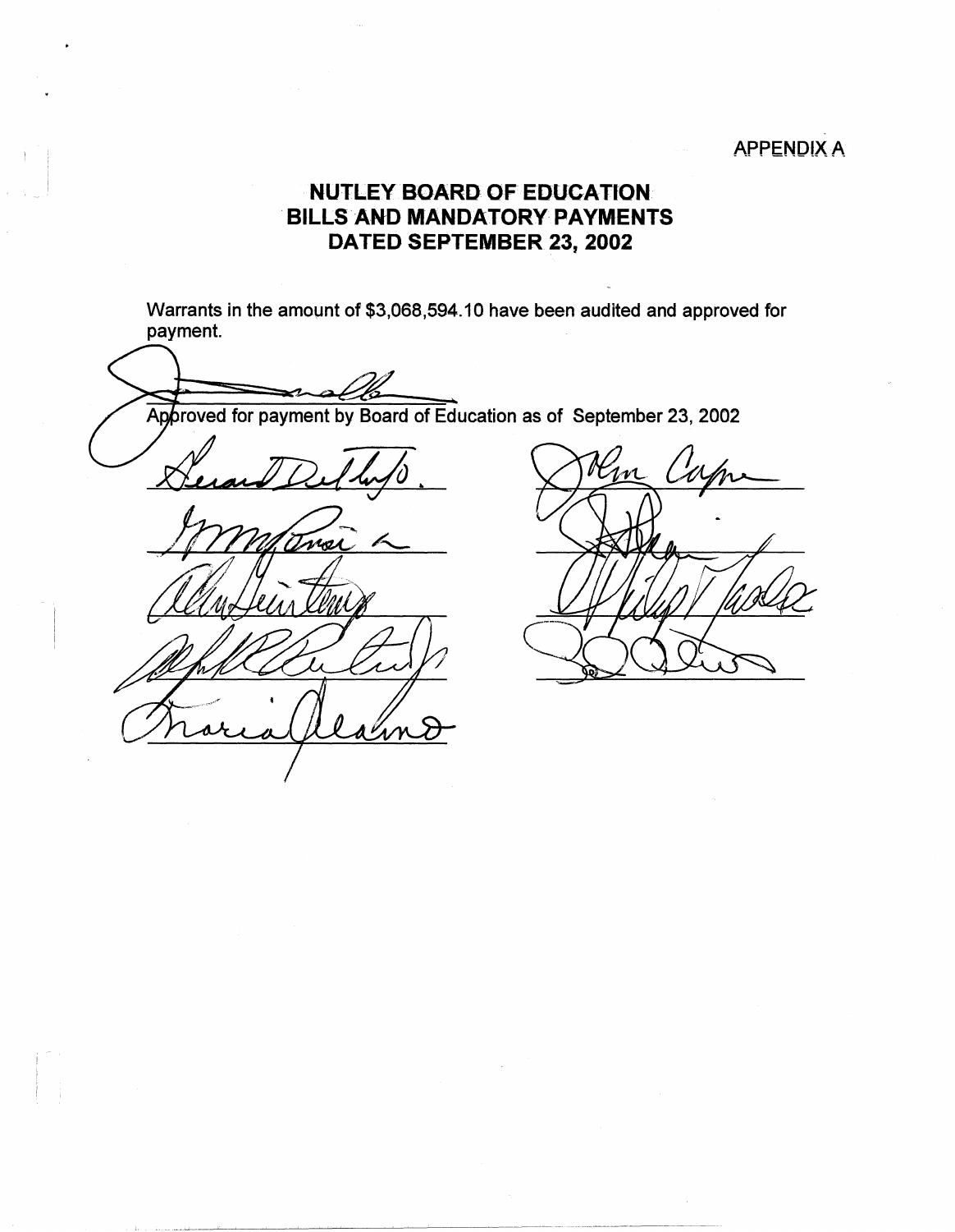APPENDIX A

# NUTLEY BOARD OF EDUCATION
# BILLS AND MANDATORY PAYMENTS
# DATED SEPTEMBER 23, 2002

Warrants in the amount of $3,068,594.10 have been audited and approved for payment.

Approved for payment by Board of Education as of September 23, 2002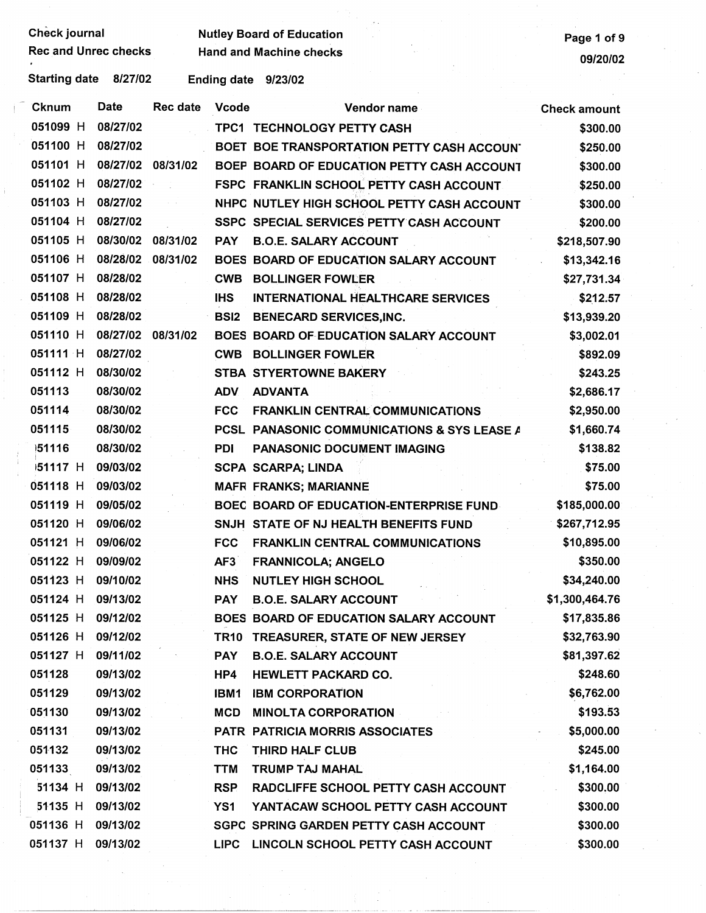Check journal
Rec and Unrec checks

Nutley Board of Education
Hand and Machine checks

09/20/02

Starting date 8/27/02    Ending date 9/23/02

| Cknum | Date | Rec date | Vcode | Vendor name | Check amount |
|---|---|---|---|---|---|
| 051099 H | 08/27/02 | | TPC1 | TECHNOLOGY PETTY CASH | $300.00 |
| 051100 H | 08/27/02 | | BOET | BOE TRANSPORTATION PETTY CASH ACCOUN | $250.00 |
| 051101 H | 08/27/02 | 08/31/02 | BOEP | BOARD OF EDUCATION PETTY CASH ACCOUNT | $300.00 |
| 051102 H | 08/27/02 | | FSPC | FRANKLIN SCHOOL PETTY CASH ACCOUNT | $250.00 |
| 051103 H | 08/27/02 | | NHPC | NUTLEY HIGH SCHOOL PETTY CASH ACCOUNT | $300.00 |
| 051104 H | 08/27/02 | | SSPC | SPECIAL SERVICES PETTY CASH ACCOUNT | $200.00 |
| 051105 H | 08/30/02 | 08/31/02 | PAY | B.O.E. SALARY ACCOUNT | $218,507.90 |
| 051106 H | 08/28/02 | 08/31/02 | BOES | BOARD OF EDUCATION SALARY ACCOUNT | $13,342.16 |
| 051107 H | 08/28/02 | | CWB | BOLLINGER FOWLER | $27,731.34 |
| 051108 H | 08/28/02 | | IHS | INTERNATIONAL HEALTHCARE SERVICES | $212.57 |
| 051109 H | 08/28/02 | | BSI2 | BENECARD SERVICES,INC. | $13,939.20 |
| 051110 H | 08/27/02 | 08/31/02 | BOES | BOARD OF EDUCATION SALARY ACCOUNT | $3,002.01 |
| 051111 H | 08/27/02 | | CWB | BOLLINGER FOWLER | $892.09 |
| 051112 H | 08/30/02 | | STBA | STYERTOWNE BAKERY | $243.25 |
| 051113 | 08/30/02 | | ADV | ADVANTA | $2,686.17 |
| 051114 | 08/30/02 | | FCC | FRANKLIN CENTRAL COMMUNICATIONS | $2,950.00 |
| 051115 | 08/30/02 | | PCSL | PANASONIC COMMUNICATIONS & SYS LEASE A | $1,660.74 |
| 051116 | 08/30/02 | | PDI | PANASONIC DOCUMENT IMAGING | $138.82 |
| 051117 H | 09/03/02 | | SCPA | SCARPA; LINDA | $75.00 |
| 051118 H | 09/03/02 | | MAFR | FRANKS; MARIANNE | $75.00 |
| 051119 H | 09/05/02 | | BOEC | BOARD OF EDUCATION-ENTERPRISE FUND | $185,000.00 |
| 051120 H | 09/06/02 | | SNJH | STATE OF NJ HEALTH BENEFITS FUND | $267,712.95 |
| 051121 H | 09/06/02 | | FCC | FRANKLIN CENTRAL COMMUNICATIONS | $10,895.00 |
| 051122 H | 09/09/02 | | AF3 | FRANNICOLA; ANGELO | $350.00 |
| 051123 H | 09/10/02 | | NHS | NUTLEY HIGH SCHOOL | $34,240.00 |
| 051124 H | 09/13/02 | | PAY | B.O.E. SALARY ACCOUNT | $1,300,464.76 |
| 051125 H | 09/12/02 | | BOES | BOARD OF EDUCATION SALARY ACCOUNT | $17,835.86 |
| 051126 H | 09/12/02 | | TR10 | TREASURER, STATE OF NEW JERSEY | $32,763.90 |
| 051127 H | 09/11/02 | | PAY | B.O.E. SALARY ACCOUNT | $81,397.62 |
| 051128 | 09/13/02 | | HP4 | HEWLETT PACKARD CO. | $248.60 |
| 051129 | 09/13/02 | | IBM1 | IBM CORPORATION | $6,762.00 |
| 051130 | 09/13/02 | | MCD | MINOLTA CORPORATION | $193.53 |
| 051131 | 09/13/02 | | PATR | PATRICIA MORRIS ASSOCIATES | $5,000.00 |
| 051132 | 09/13/02 | | THC | THIRD HALF CLUB | $245.00 |
| 051133 | 09/13/02 | | TTM | TRUMP TAJ MAHAL | $1,164.00 |
| 051134 H | 09/13/02 | | RSP | RADCLIFFE SCHOOL PETTY CASH ACCOUNT | $300.00 |
| 051135 H | 09/13/02 | | YS1 | YANTACAW SCHOOL PETTY CASH ACCOUNT | $300.00 |
| 051136 H | 09/13/02 | | SGPC | SPRING GARDEN PETTY CASH ACCOUNT | $300.00 |
| 051137 H | 09/13/02 | | LIPC | LINCOLN SCHOOL PETTY CASH ACCOUNT | $300.00 |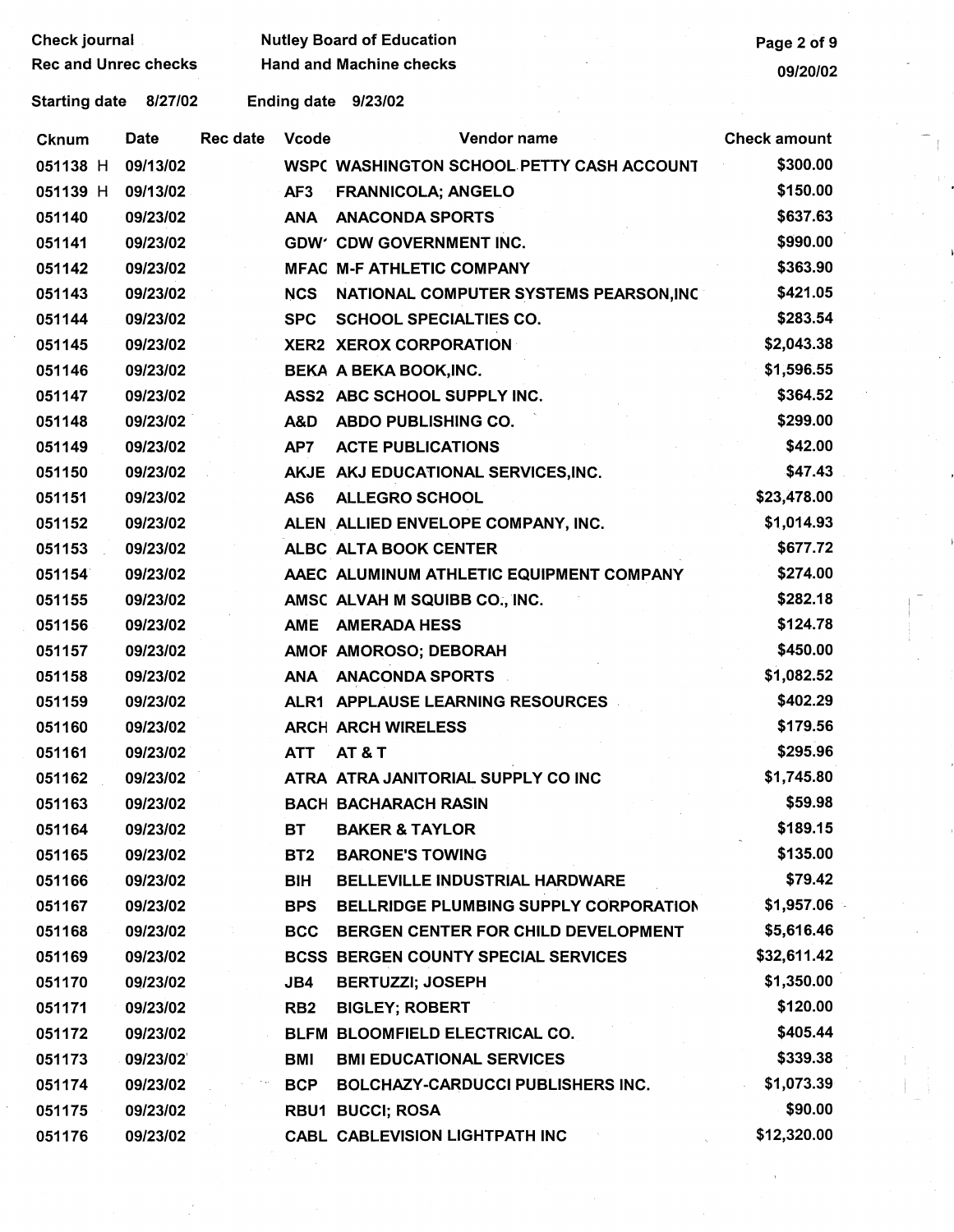Check journal
Rec and Unrec checks

Nutley Board of Education
Hand and Machine checks

09/20/02

Starting date 8/27/02 Ending date 9/23/02

| Cknum | Date | Rec date | Vcode | Vendor name | Check amount |
|---|---|---|---|---|---|
| 051138 H | 09/13/02 | | WSPC | WASHINGTON SCHOOL PETTY CASH ACCOUNT | $300.00 |
| 051139 H | 09/13/02 | | AF3 | FRANNICOLA; ANGELO | $150.00 |
| 051140 | 09/23/02 | | ANA | ANACONDA SPORTS | $637.63 |
| 051141 | 09/23/02 | | GDW' | CDW GOVERNMENT INC. | $990.00 |
| 051142 | 09/23/02 | | MFAC | M-F ATHLETIC COMPANY | $363.90 |
| 051143 | 09/23/02 | | NCS | NATIONAL COMPUTER SYSTEMS PEARSON,INC | $421.05 |
| 051144 | 09/23/02 | | SPC | SCHOOL SPECIALTIES CO. | $283.54 |
| 051145 | 09/23/02 | | XER2 | XEROX CORPORATION | $2,043.38 |
| 051146 | 09/23/02 | | BEKA | A BEKA BOOK,INC. | $1,596.55 |
| 051147 | 09/23/02 | | ASS2 | ABC SCHOOL SUPPLY INC. | $364.52 |
| 051148 | 09/23/02 | | A&D | ABDO PUBLISHING CO. | $299.00 |
| 051149 | 09/23/02 | | AP7 | ACTE PUBLICATIONS | $42.00 |
| 051150 | 09/23/02 | | AKJE | AKJ EDUCATIONAL SERVICES,INC. | $47.43 |
| 051151 | 09/23/02 | | AS6 | ALLEGRO SCHOOL | $23,478.00 |
| 051152 | 09/23/02 | | ALEN | ALLIED ENVELOPE COMPANY, INC. | $1,014.93 |
| 051153 | 09/23/02 | | ALBC | ALTA BOOK CENTER | $677.72 |
| 051154 | 09/23/02 | | AAEC | ALUMINUM ATHLETIC EQUIPMENT COMPANY | $274.00 |
| 051155 | 09/23/02 | | AMSC | ALVAH M SQUIBB CO., INC. | $282.18 |
| 051156 | 09/23/02 | | AME | AMERADA HESS | $124.78 |
| 051157 | 09/23/02 | | AMOF | AMOROSO; DEBORAH | $450.00 |
| 051158 | 09/23/02 | | ANA | ANACONDA SPORTS | $1,082.52 |
| 051159 | 09/23/02 | | ALR1 | APPLAUSE LEARNING RESOURCES | $402.29 |
| 051160 | 09/23/02 | | ARCH | ARCH WIRELESS | $179.56 |
| 051161 | 09/23/02 | | ATT | AT & T | $295.96 |
| 051162 | 09/23/02 | | ATRA | ATRA JANITORIAL SUPPLY CO INC | $1,745.80 |
| 051163 | 09/23/02 | | BACH | BACHARACH RASIN | $59.98 |
| 051164 | 09/23/02 | | BT | BAKER & TAYLOR | $189.15 |
| 051165 | 09/23/02 | | BT2 | BARONE'S TOWING | $135.00 |
| 051166 | 09/23/02 | | BIH | BELLEVILLE INDUSTRIAL HARDWARE | $79.42 |
| 051167 | 09/23/02 | | BPS | BELLRIDGE PLUMBING SUPPLY CORPORATION | $1,957.06 |
| 051168 | 09/23/02 | | BCC | BERGEN CENTER FOR CHILD DEVELOPMENT | $5,616.46 |
| 051169 | 09/23/02 | | BCSS | BERGEN COUNTY SPECIAL SERVICES | $32,611.42 |
| 051170 | 09/23/02 | | JB4 | BERTUZZI; JOSEPH | $1,350.00 |
| 051171 | 09/23/02 | | RB2 | BIGLEY; ROBERT | $120.00 |
| 051172 | 09/23/02 | | BLFM | BLOOMFIELD ELECTRICAL CO. | $405.44 |
| 051173 | 09/23/02 | | BMI | BMI EDUCATIONAL SERVICES | $339.38 |
| 051174 | 09/23/02 | | BCP | BOLCHAZY-CARDUCCI PUBLISHERS INC. | $1,073.39 |
| 051175 | 09/23/02 | | RBU1 | BUCCI; ROSA | $90.00 |
| 051176 | 09/23/02 | | CABL | CABLEVISION LIGHTPATH INC | $12,320.00 |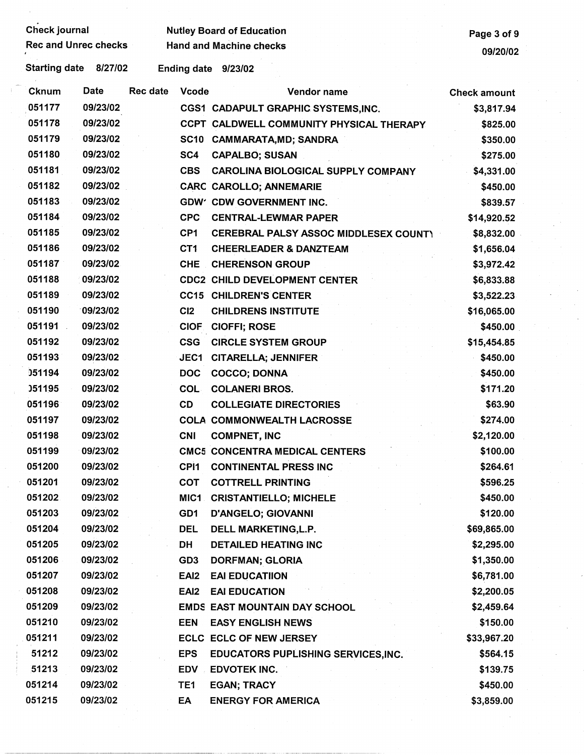Check journal | Nutley Board of Education
Rec and Unrec checks | Hand and Machine checks

Starting date 8/27/02 Ending date 9/23/02

| Cknum | Date | Rec date | Vcode | Vendor name | Check amount |
|---|---|---|---|---|---|
| 051177 | 09/23/02 | | CGS1 | CADAPULT GRAPHIC SYSTEMS,INC. | $3,817.94 |
| 051178 | 09/23/02 | | CCPT | CALDWELL COMMUNITY PHYSICAL THERAPY | $825.00 |
| 051179 | 09/23/02 | | SC10 | CAMMARATA,MD; SANDRA | $350.00 |
| 051180 | 09/23/02 | | SC4 | CAPALBO; SUSAN | $275.00 |
| 051181 | 09/23/02 | | CBS | CAROLINA BIOLOGICAL SUPPLY COMPANY | $4,331.00 |
| 051182 | 09/23/02 | | CARC | CAROLLO; ANNEMARIE | $450.00 |
| 051183 | 09/23/02 | | GDW' | CDW GOVERNMENT INC. | $839.57 |
| 051184 | 09/23/02 | | CPC | CENTRAL-LEWMAR PAPER | $14,920.52 |
| 051185 | 09/23/02 | | CP1 | CEREBRAL PALSY ASSOC MIDDLESEX COUNTY | $8,832.00 |
| 051186 | 09/23/02 | | CT1 | CHEERLEADER & DANZTEAM | $1,656.04 |
| 051187 | 09/23/02 | | CHE | CHERENSON GROUP | $3,972.42 |
| 051188 | 09/23/02 | | CDC2 | CHILD DEVELOPMENT CENTER | $6,833.88 |
| 051189 | 09/23/02 | | CC15 | CHILDREN'S CENTER | $3,522.23 |
| 051190 | 09/23/02 | | CI2 | CHILDRENS INSTITUTE | $16,065.00 |
| 051191 | 09/23/02 | | CIOF | CIOFFI; ROSE | $450.00 |
| 051192 | 09/23/02 | | CSG | CIRCLE SYSTEM GROUP | $15,454.85 |
| 051193 | 09/23/02 | | JEC1 | CITARELLA; JENNIFER | $450.00 |
| 051194 | 09/23/02 | | DOC | COCCO; DONNA | $450.00 |
| 051195 | 09/23/02 | | COL | COLANERI BROS. | $171.20 |
| 051196 | 09/23/02 | | CD | COLLEGIATE DIRECTORIES | $63.90 |
| 051197 | 09/23/02 | | COLA | COMMONWEALTH LACROSSE | $274.00 |
| 051198 | 09/23/02 | | CNI | COMPNET, INC | $2,120.00 |
| 051199 | 09/23/02 | | CMC5 | CONCENTRA MEDICAL CENTERS | $100.00 |
| 051200 | 09/23/02 | | CPI1 | CONTINENTAL PRESS INC | $264.61 |
| 051201 | 09/23/02 | | COT | COTTRELL PRINTING | $596.25 |
| 051202 | 09/23/02 | | MIC1 | CRISTANTIELLO; MICHELE | $450.00 |
| 051203 | 09/23/02 | | GD1 | D'ANGELO; GIOVANNI | $120.00 |
| 051204 | 09/23/02 | | DEL | DELL MARKETING,L.P. | $69,865.00 |
| 051205 | 09/23/02 | | DH | DETAILED HEATING INC | $2,295.00 |
| 051206 | 09/23/02 | | GD3 | DORFMAN; GLORIA | $1,350.00 |
| 051207 | 09/23/02 | | EAI2 | EAI EDUCATIION | $6,781.00 |
| 051208 | 09/23/02 | | EAI2 | EAI EDUCATION | $2,200.05 |
| 051209 | 09/23/02 | | EMDS | EAST MOUNTAIN DAY SCHOOL | $2,459.64 |
| 051210 | 09/23/02 | | EEN | EASY ENGLISH NEWS | $150.00 |
| 051211 | 09/23/02 | | ECLC | ECLC OF NEW JERSEY | $33,967.20 |
| 51212 | 09/23/02 | | EPS | EDUCATORS PUPLISHING SERVICES,INC. | $564.15 |
| 51213 | 09/23/02 | | EDV | EDVOTEK INC. | $139.75 |
| 051214 | 09/23/02 | | TE1 | EGAN; TRACY | $450.00 |
| 051215 | 09/23/02 | | EA | ENERGY FOR AMERICA | $3,859.00 |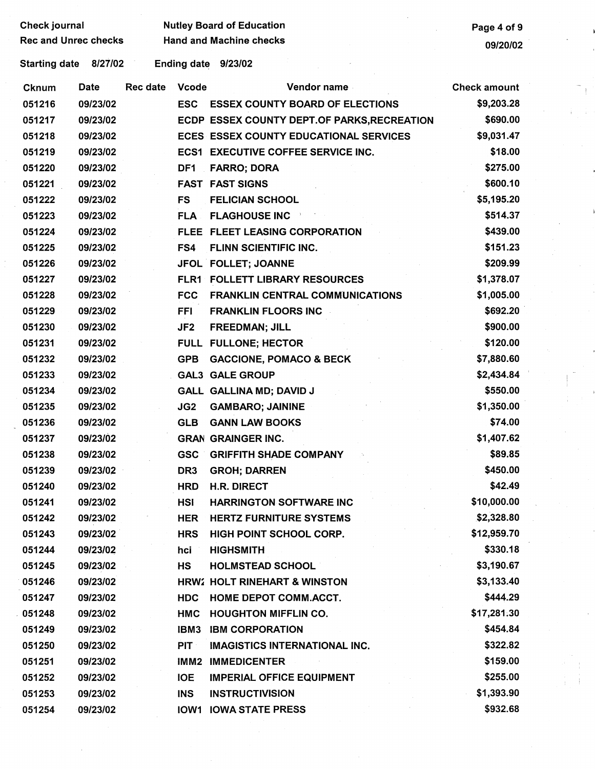Check journal
Rec and Unrec checks

Nutley Board of Education
Hand and Machine checks

Starting date 8/27/02 Ending date 9/23/02

| Cknum | Date | Rec date | Vcode | Vendor name | Check amount |
|---|---|---|---|---|---|
| 051216 | 09/23/02 | | ESC | ESSEX COUNTY BOARD OF ELECTIONS | $9,203.28 |
| 051217 | 09/23/02 | | ECDP | ESSEX COUNTY DEPT.OF PARKS,RECREATION | $690.00 |
| 051218 | 09/23/02 | | ECES | ESSEX COUNTY EDUCATIONAL SERVICES | $9,031.47 |
| 051219 | 09/23/02 | | ECS1 | EXECUTIVE COFFEE SERVICE INC. | $18.00 |
| 051220 | 09/23/02 | | DF1 | FARRO; DORA | $275.00 |
| 051221 | 09/23/02 | | FAST | FAST SIGNS | $600.10 |
| 051222 | 09/23/02 | | FS | FELICIAN SCHOOL | $5,195.20 |
| 051223 | 09/23/02 | | FLA | FLAGHOUSE INC | $514.37 |
| 051224 | 09/23/02 | | FLEE | FLEET LEASING CORPORATION | $439.00 |
| 051225 | 09/23/02 | | FS4 | FLINN SCIENTIFIC INC. | $151.23 |
| 051226 | 09/23/02 | | JFOL | FOLLET; JOANNE | $209.99 |
| 051227 | 09/23/02 | | FLR1 | FOLLETT LIBRARY RESOURCES | $1,378.07 |
| 051228 | 09/23/02 | | FCC | FRANKLIN CENTRAL COMMUNICATIONS | $1,005.00 |
| 051229 | 09/23/02 | | FFI | FRANKLIN FLOORS INC | $692.20 |
| 051230 | 09/23/02 | | JF2 | FREEDMAN; JILL | $900.00 |
| 051231 | 09/23/02 | | FULL | FULLONE; HECTOR | $120.00 |
| 051232 | 09/23/02 | | GPB | GACCIONE, POMACO & BECK | $7,880.60 |
| 051233 | 09/23/02 | | GAL3 | GALE GROUP | $2,434.84 |
| 051234 | 09/23/02 | | GALL | GALLINA MD; DAVID J | $550.00 |
| 051235 | 09/23/02 | | JG2 | GAMBARO; JAININE | $1,350.00 |
| 051236 | 09/23/02 | | GLB | GANN LAW BOOKS | $74.00 |
| 051237 | 09/23/02 | | GRAN | GRAINGER INC. | $1,407.62 |
| 051238 | 09/23/02 | | GSC | GRIFFITH SHADE COMPANY | $89.85 |
| 051239 | 09/23/02 | | DR3 | GROH; DARREN | $450.00 |
| 051240 | 09/23/02 | | HRD | H.R. DIRECT | $42.49 |
| 051241 | 09/23/02 | | HSI | HARRINGTON SOFTWARE INC | $10,000.00 |
| 051242 | 09/23/02 | | HER | HERTZ FURNITURE SYSTEMS | $2,328.80 |
| 051243 | 09/23/02 | | HRS | HIGH POINT SCHOOL CORP. | $12,959.70 |
| 051244 | 09/23/02 | | hci | HIGHSMITH | $330.18 |
| 051245 | 09/23/02 | | HS | HOLMSTEAD SCHOOL | $3,190.67 |
| 051246 | 09/23/02 | | HRW2 | HOLT RINEHART & WINSTON | $3,133.40 |
| 051247 | 09/23/02 | | HDC | HOME DEPOT COMM.ACCT. | $444.29 |
| 051248 | 09/23/02 | | HMC | HOUGHTON MIFFLIN CO. | $17,281.30 |
| 051249 | 09/23/02 | | IBM3 | IBM CORPORATION | $454.84 |
| 051250 | 09/23/02 | | PIT | IMAGISTICS INTERNATIONAL INC. | $322.82 |
| 051251 | 09/23/02 | | IMM2 | IMMEDICENTER | $159.00 |
| 051252 | 09/23/02 | | IOE | IMPERIAL OFFICE EQUIPMENT | $255.00 |
| 051253 | 09/23/02 | | INS | INSTRUCTIVISION | $1,393.90 |
| 051254 | 09/23/02 | | IOW1 | IOWA STATE PRESS | $932.68 |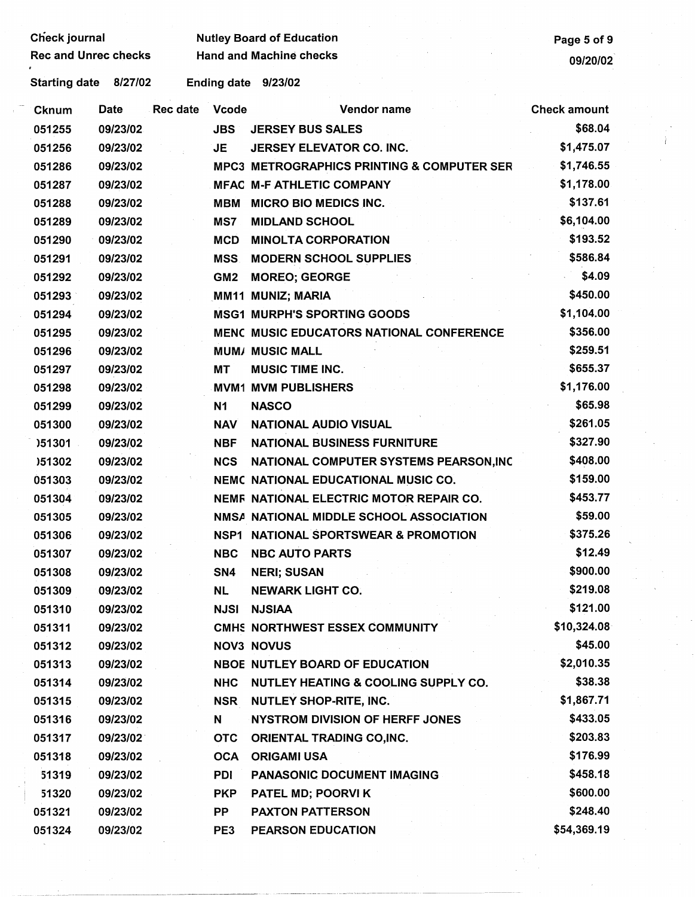Check journal | Nutley Board of Education
Rec and Unrec checks | Hand and Machine checks

09/20/02

Starting date 8/27/02 Ending date 9/23/02

| Cknum | Date | Rec date | Vcode | Vendor name | Check amount |
|---|---|---|---|---|---|
| 051255 | 09/23/02 | | JBS | JERSEY BUS SALES | $68.04 |
| 051256 | 09/23/02 | | JE | JERSEY ELEVATOR CO. INC. | $1,475.07 |
| 051286 | 09/23/02 | | MPC3 | METROGRAPHICS PRINTING & COMPUTER SER | $1,746.55 |
| 051287 | 09/23/02 | | MFAC | M-F ATHLETIC COMPANY | $1,178.00 |
| 051288 | 09/23/02 | | MBM | MICRO BIO MEDICS INC. | $137.61 |
| 051289 | 09/23/02 | | MS7 | MIDLAND SCHOOL | $6,104.00 |
| 051290 | 09/23/02 | | MCD | MINOLTA CORPORATION | $193.52 |
| 051291 | 09/23/02 | | MSS | MODERN SCHOOL SUPPLIES | $586.84 |
| 051292 | 09/23/02 | | GM2 | MOREO; GEORGE | $4.09 |
| 051293 | 09/23/02 | | MM11 | MUNIZ; MARIA | $450.00 |
| 051294 | 09/23/02 | | MSG1 | MURPH'S SPORTING GOODS | $1,104.00 |
| 051295 | 09/23/02 | | MENC | MUSIC EDUCATORS NATIONAL CONFERENCE | $356.00 |
| 051296 | 09/23/02 | | MUM/ | MUSIC MALL | $259.51 |
| 051297 | 09/23/02 | | MT | MUSIC TIME INC. | $655.37 |
| 051298 | 09/23/02 | | MVM1 | MVM PUBLISHERS | $1,176.00 |
| 051299 | 09/23/02 | | N1 | NASCO | $65.98 |
| 051300 | 09/23/02 | | NAV | NATIONAL AUDIO VISUAL | $261.05 |
| )51301 | 09/23/02 | | NBF | NATIONAL BUSINESS FURNITURE | $327.90 |
| )51302 | 09/23/02 | | NCS | NATIONAL COMPUTER SYSTEMS PEARSON,INC | $408.00 |
| 051303 | 09/23/02 | | NEMC | NATIONAL EDUCATIONAL MUSIC CO. | $159.00 |
| 051304 | 09/23/02 | | NEMF | NATIONAL ELECTRIC MOTOR REPAIR CO. | $453.77 |
| 051305 | 09/23/02 | | NMSA | NATIONAL MIDDLE SCHOOL ASSOCIATION | $59.00 |
| 051306 | 09/23/02 | | NSP1 | NATIONAL SPORTSWEAR & PROMOTION | $375.26 |
| 051307 | 09/23/02 | | NBC | NBC AUTO PARTS | $12.49 |
| 051308 | 09/23/02 | | SN4 | NERI; SUSAN | $900.00 |
| 051309 | 09/23/02 | | NL | NEWARK LIGHT CO. | $219.08 |
| 051310 | 09/23/02 | | NJSI | NJSIAA | $121.00 |
| 051311 | 09/23/02 | | CMHS | NORTHWEST ESSEX COMMUNITY | $10,324.08 |
| 051312 | 09/23/02 | | NOV3 | NOVUS | $45.00 |
| 051313 | 09/23/02 | | NBOE | NUTLEY BOARD OF EDUCATION | $2,010.35 |
| 051314 | 09/23/02 | | NHC | NUTLEY HEATING & COOLING SUPPLY CO. | $38.38 |
| 051315 | 09/23/02 | | NSR | NUTLEY SHOP-RITE, INC. | $1,867.71 |
| 051316 | 09/23/02 | | N | NYSTROM DIVISION OF HERFF JONES | $433.05 |
| 051317 | 09/23/02 | | OTC | ORIENTAL TRADING CO,INC. | $203.83 |
| 051318 | 09/23/02 | | OCA | ORIGAMI USA | $176.99 |
| 51319 | 09/23/02 | | PDI | PANASONIC DOCUMENT IMAGING | $458.18 |
| 51320 | 09/23/02 | | PKP | PATEL MD; POORVI K | $600.00 |
| 051321 | 09/23/02 | | PP | PAXTON PATTERSON | $248.40 |
| 051324 | 09/23/02 | | PE3 | PEARSON EDUCATION | $54,369.19 |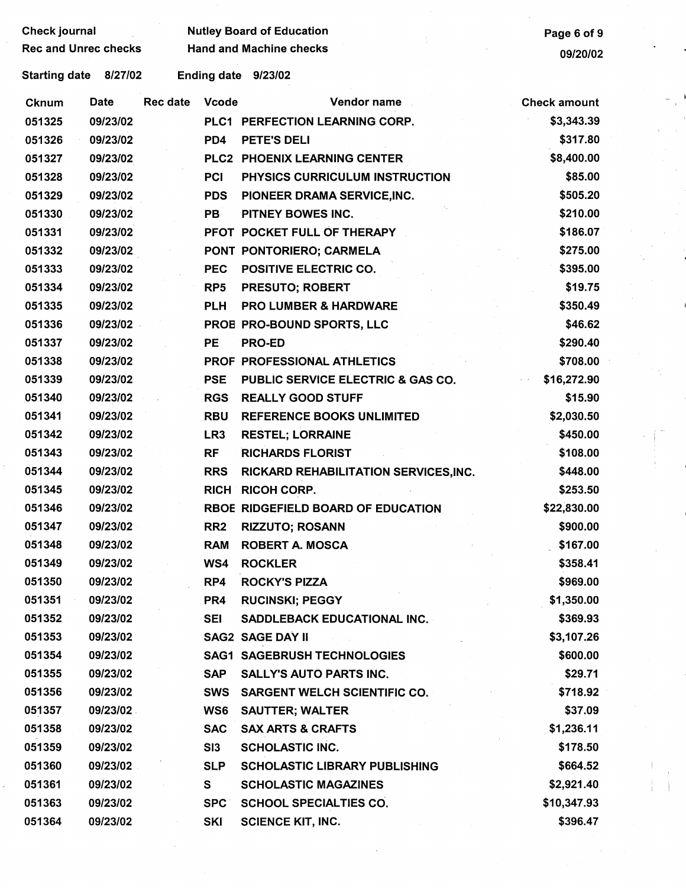Check journal
Rec and Unrec checks

Nutley Board of Education
Hand and Machine checks

09/20/02

Starting date 8/27/02 Ending date 9/23/02

| Cknum | Date | Rec date | Vcode | Vendor name | Check amount |
|---|---|---|---|---|---|
| 051325 | 09/23/02 | | PLC1 | PERFECTION LEARNING CORP. | $3,343.39 |
| 051326 | 09/23/02 | | PD4 | PETE'S DELI | $317.80 |
| 051327 | 09/23/02 | | PLC2 | PHOENIX LEARNING CENTER | $8,400.00 |
| 051328 | 09/23/02 | | PCI | PHYSICS CURRICULUM INSTRUCTION | $85.00 |
| 051329 | 09/23/02 | | PDS | PIONEER DRAMA SERVICE,INC. | $505.20 |
| 051330 | 09/23/02 | | PB | PITNEY BOWES INC. | $210.00 |
| 051331 | 09/23/02 | | PFOT | POCKET FULL OF THERAPY | $186.07 |
| 051332 | 09/23/02 | | PONT | PONTORIERO; CARMELA | $275.00 |
| 051333 | 09/23/02 | | PEC | POSITIVE ELECTRIC CO. | $395.00 |
| 051334 | 09/23/02 | | RP5 | PRESUTO; ROBERT | $19.75 |
| 051335 | 09/23/02 | | PLH | PRO LUMBER & HARDWARE | $350.49 |
| 051336 | 09/23/02 | | PROE | PRO-BOUND SPORTS, LLC | $46.62 |
| 051337 | 09/23/02 | | PE | PRO-ED | $290.40 |
| 051338 | 09/23/02 | | PROF | PROFESSIONAL ATHLETICS | $708.00 |
| 051339 | 09/23/02 | | PSE | PUBLIC SERVICE ELECTRIC & GAS CO. | $16,272.90 |
| 051340 | 09/23/02 | | RGS | REALLY GOOD STUFF | $15.90 |
| 051341 | 09/23/02 | | RBU | REFERENCE BOOKS UNLIMITED | $2,030.50 |
| 051342 | 09/23/02 | | LR3 | RESTEL; LORRAINE | $450.00 |
| 051343 | 09/23/02 | | RF | RICHARDS FLORIST | $108.00 |
| 051344 | 09/23/02 | | RRS | RICKARD REHABILITATION SERVICES,INC. | $448.00 |
| 051345 | 09/23/02 | | RICH | RICOH CORP. | $253.50 |
| 051346 | 09/23/02 | | RBOE | RIDGEFIELD BOARD OF EDUCATION | $22,830.00 |
| 051347 | 09/23/02 | | RR2 | RIZZUTO; ROSANN | $900.00 |
| 051348 | 09/23/02 | | RAM | ROBERT A. MOSCA | $167.00 |
| 051349 | 09/23/02 | | WS4 | ROCKLER | $358.41 |
| 051350 | 09/23/02 | | RP4 | ROCKY'S PIZZA | $969.00 |
| 051351 | 09/23/02 | | PR4 | RUCINSKI; PEGGY | $1,350.00 |
| 051352 | 09/23/02 | | SEI | SADDLEBACK EDUCATIONAL INC. | $369.93 |
| 051353 | 09/23/02 | | SAG2 | SAGE DAY II | $3,107.26 |
| 051354 | 09/23/02 | | SAG1 | SAGEBRUSH TECHNOLOGIES | $600.00 |
| 051355 | 09/23/02 | | SAP | SALLY'S AUTO PARTS INC. | $29.71 |
| 051356 | 09/23/02 | | SWS | SARGENT WELCH SCIENTIFIC CO. | $718.92 |
| 051357 | 09/23/02 | | WS6 | SAUTTER; WALTER | $37.09 |
| 051358 | 09/23/02 | | SAC | SAX ARTS & CRAFTS | $1,236.11 |
| 051359 | 09/23/02 | | SI3 | SCHOLASTIC INC. | $178.50 |
| 051360 | 09/23/02 | | SLP | SCHOLASTIC LIBRARY PUBLISHING | $664.52 |
| 051361 | 09/23/02 | | S | SCHOLASTIC MAGAZINES | $2,921.40 |
| 051363 | 09/23/02 | | SPC | SCHOOL SPECIALTIES CO. | $10,347.93 |
| 051364 | 09/23/02 | | SKI | SCIENCE KIT, INC. | $396.47 |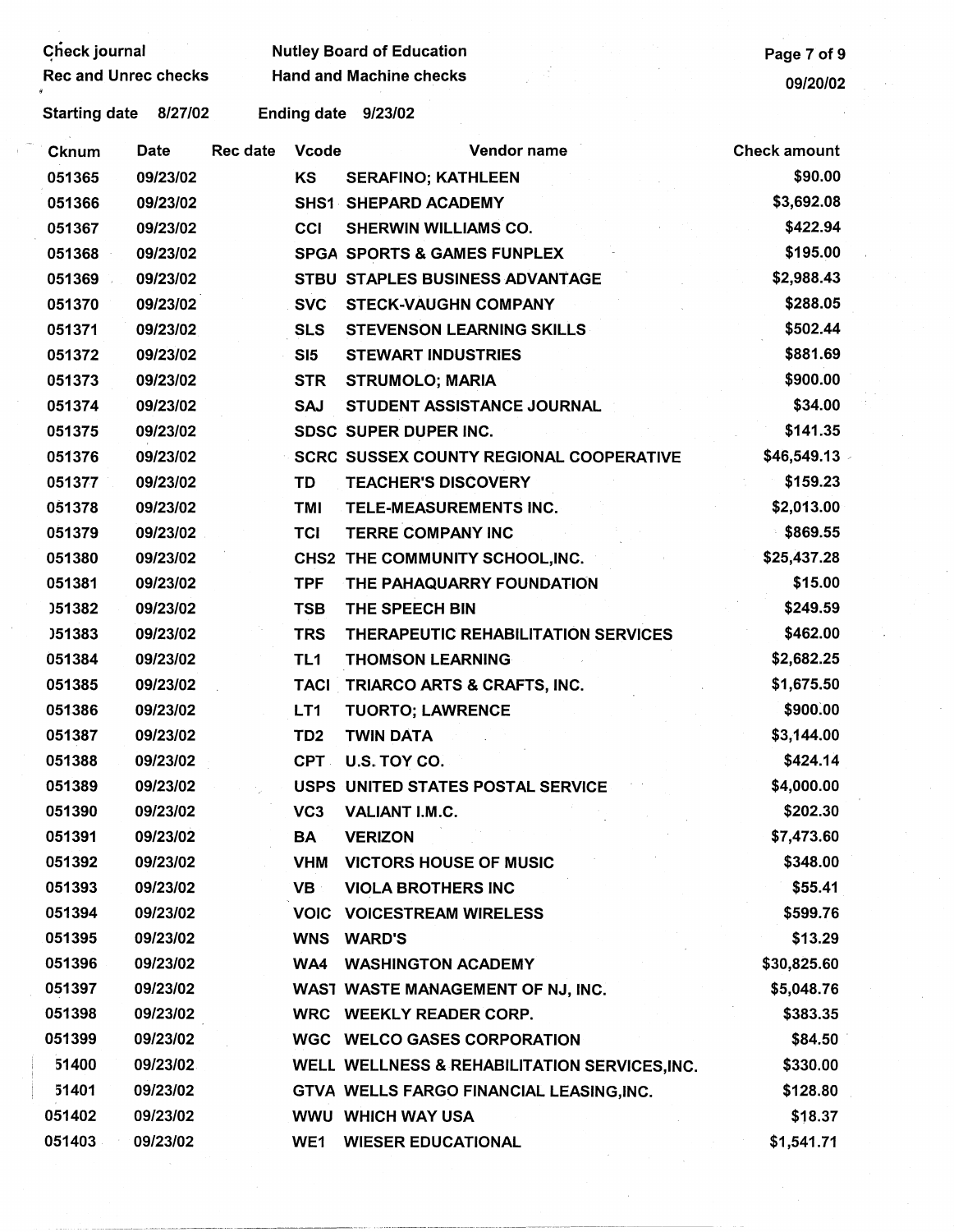Check journal | Nutley Board of Education
Rec and Unrec checks | Hand and Machine checks

Starting date 8/27/02 Ending date 9/23/02

| Cknum | Date | Rec date | Vcode | Vendor name | Check amount |
|---|---|---|---|---|---|
| 051365 | 09/23/02 | | KS | SERAFINO; KATHLEEN | $90.00 |
| 051366 | 09/23/02 | | SHS1 | SHEPARD ACADEMY | $3,692.08 |
| 051367 | 09/23/02 | | CCI | SHERWIN WILLIAMS CO. | $422.94 |
| 051368 | 09/23/02 | | SPGA | SPORTS & GAMES FUNPLEX | $195.00 |
| 051369 | 09/23/02 | | STBU | STAPLES BUSINESS ADVANTAGE | $2,988.43 |
| 051370 | 09/23/02 | | SVC | STECK-VAUGHN COMPANY | $288.05 |
| 051371 | 09/23/02 | | SLS | STEVENSON LEARNING SKILLS | $502.44 |
| 051372 | 09/23/02 | | SI5 | STEWART INDUSTRIES | $881.69 |
| 051373 | 09/23/02 | | STR | STRUMOLO; MARIA | $900.00 |
| 051374 | 09/23/02 | | SAJ | STUDENT ASSISTANCE JOURNAL | $34.00 |
| 051375 | 09/23/02 | | SDSC | SUPER DUPER INC. | $141.35 |
| 051376 | 09/23/02 | | SCRC | SUSSEX COUNTY REGIONAL COOPERATIVE | $46,549.13 |
| 051377 | 09/23/02 | | TD | TEACHER'S DISCOVERY | $159.23 |
| 051378 | 09/23/02 | | TMI | TELE-MEASUREMENTS INC. | $2,013.00 |
| 051379 | 09/23/02 | | TCI | TERRE COMPANY INC | $869.55 |
| 051380 | 09/23/02 | | CHS2 | THE COMMUNITY SCHOOL,INC. | $25,437.28 |
| 051381 | 09/23/02 | | TPF | THE PAHAQUARRY FOUNDATION | $15.00 |
| 051382 | 09/23/02 | | TSB | THE SPEECH BIN | $249.59 |
| 051383 | 09/23/02 | | TRS | THERAPEUTIC REHABILITATION SERVICES | $462.00 |
| 051384 | 09/23/02 | | TL1 | THOMSON LEARNING | $2,682.25 |
| 051385 | 09/23/02 | | TACI | TRIARCO ARTS & CRAFTS, INC. | $1,675.50 |
| 051386 | 09/23/02 | | LT1 | TUORTO; LAWRENCE | $900.00 |
| 051387 | 09/23/02 | | TD2 | TWIN DATA | $3,144.00 |
| 051388 | 09/23/02 | | CPT | U.S. TOY CO. | $424.14 |
| 051389 | 09/23/02 | | USPS | UNITED STATES POSTAL SERVICE | $4,000.00 |
| 051390 | 09/23/02 | | VC3 | VALIANT I.M.C. | $202.30 |
| 051391 | 09/23/02 | | BA | VERIZON | $7,473.60 |
| 051392 | 09/23/02 | | VHM | VICTORS HOUSE OF MUSIC | $348.00 |
| 051393 | 09/23/02 | | VB | VIOLA BROTHERS INC | $55.41 |
| 051394 | 09/23/02 | | VOIC | VOICESTREAM WIRELESS | $599.76 |
| 051395 | 09/23/02 | | WNS | WARD'S | $13.29 |
| 051396 | 09/23/02 | | WA4 | WASHINGTON ACADEMY | $30,825.60 |
| 051397 | 09/23/02 | | WAST | WASTE MANAGEMENT OF NJ, INC. | $5,048.76 |
| 051398 | 09/23/02 | | WRC | WEEKLY READER CORP. | $383.35 |
| 051399 | 09/23/02 | | WGC | WELCO GASES CORPORATION | $84.50 |
| 051400 | 09/23/02 | | WELL | WELLNESS & REHABILITATION SERVICES,INC. | $330.00 |
| 051401 | 09/23/02 | | GTVA | WELLS FARGO FINANCIAL LEASING,INC. | $128.80 |
| 051402 | 09/23/02 | | WWU | WHICH WAY USA | $18.37 |
| 051403 | 09/23/02 | | WE1 | WIESER EDUCATIONAL | $1,541.71 |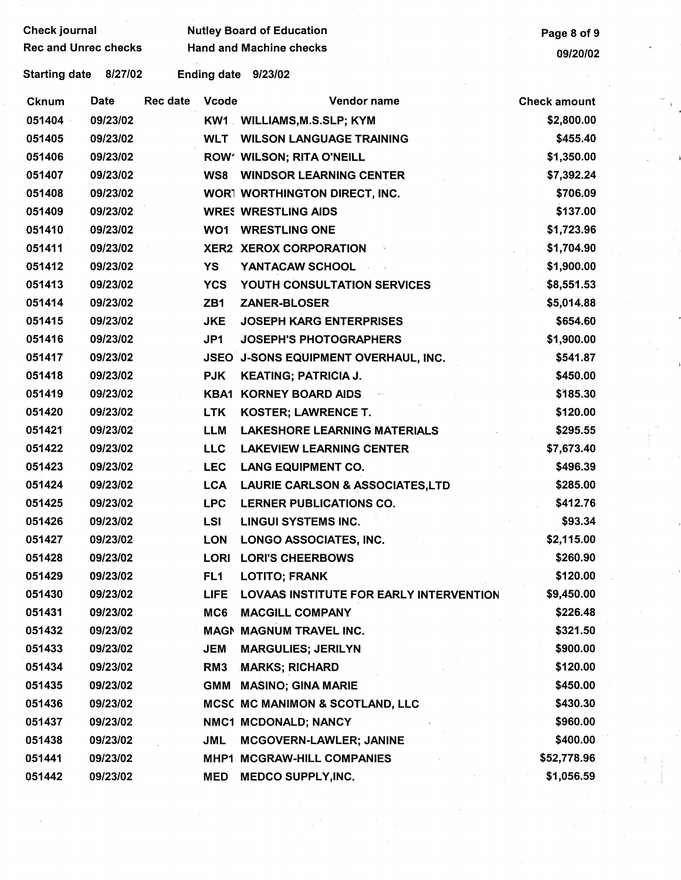Check journal — Nutley Board of Education
Rec and Unrec checks — Hand and Machine checks
09/20/02

Starting date 8/27/02 Ending date 9/23/02

| Cknum | Date | Rec date | Vcode | Vendor name | Check amount |
|---|---|---|---|---|---|
| 051404 | 09/23/02 | | KW1 | WILLIAMS,M.S.SLP; KYM | $2,800.00 |
| 051405 | 09/23/02 | | WLT | WILSON LANGUAGE TRAINING | $455.40 |
| 051406 | 09/23/02 | | ROW' | WILSON; RITA O'NEILL | $1,350.00 |
| 051407 | 09/23/02 | | WS8 | WINDSOR LEARNING CENTER | $7,392.24 |
| 051408 | 09/23/02 | | WOR1 | WORTHINGTON DIRECT, INC. | $706.09 |
| 051409 | 09/23/02 | | WRES | WRESTLING AIDS | $137.00 |
| 051410 | 09/23/02 | | WO1 | WRESTLING ONE | $1,723.96 |
| 051411 | 09/23/02 | | XER2 | XEROX CORPORATION | $1,704.90 |
| 051412 | 09/23/02 | | YS | YANTACAW SCHOOL | $1,900.00 |
| 051413 | 09/23/02 | | YCS | YOUTH CONSULTATION SERVICES | $8,551.53 |
| 051414 | 09/23/02 | | ZB1 | ZANER-BLOSER | $5,014.88 |
| 051415 | 09/23/02 | | JKE | JOSEPH KARG ENTERPRISES | $654.60 |
| 051416 | 09/23/02 | | JP1 | JOSEPH'S PHOTOGRAPHERS | $1,900.00 |
| 051417 | 09/23/02 | | JSEO | J-SONS EQUIPMENT OVERHAUL, INC. | $541.87 |
| 051418 | 09/23/02 | | PJK | KEATING; PATRICIA J. | $450.00 |
| 051419 | 09/23/02 | | KBA1 | KORNEY BOARD AIDS | $185.30 |
| 051420 | 09/23/02 | | LTK | KOSTER; LAWRENCE T. | $120.00 |
| 051421 | 09/23/02 | | LLM | LAKESHORE LEARNING MATERIALS | $295.55 |
| 051422 | 09/23/02 | | LLC | LAKEVIEW LEARNING CENTER | $7,673.40 |
| 051423 | 09/23/02 | | LEC | LANG EQUIPMENT CO. | $496.39 |
| 051424 | 09/23/02 | | LCA | LAURIE CARLSON & ASSOCIATES,LTD | $285.00 |
| 051425 | 09/23/02 | | LPC | LERNER PUBLICATIONS CO. | $412.76 |
| 051426 | 09/23/02 | | LSI | LINGUI SYSTEMS INC. | $93.34 |
| 051427 | 09/23/02 | | LON | LONGO ASSOCIATES, INC. | $2,115.00 |
| 051428 | 09/23/02 | | LORI | LORI'S CHEERBOWS | $260.90 |
| 051429 | 09/23/02 | | FL1 | LOTITO; FRANK | $120.00 |
| 051430 | 09/23/02 | | LIFE | LOVAAS INSTITUTE FOR EARLY INTERVENTION | $9,450.00 |
| 051431 | 09/23/02 | | MC6 | MACGILL COMPANY | $226.48 |
| 051432 | 09/23/02 | | MAGN | MAGNUM TRAVEL INC. | $321.50 |
| 051433 | 09/23/02 | | JEM | MARGULIES; JERILYN | $900.00 |
| 051434 | 09/23/02 | | RM3 | MARKS; RICHARD | $120.00 |
| 051435 | 09/23/02 | | GMM | MASINO; GINA MARIE | $450.00 |
| 051436 | 09/23/02 | | MCSC | MC MANIMON & SCOTLAND, LLC | $430.30 |
| 051437 | 09/23/02 | | NMC1 | MCDONALD; NANCY | $960.00 |
| 051438 | 09/23/02 | | JML | MCGOVERN-LAWLER; JANINE | $400.00 |
| 051441 | 09/23/02 | | MHP1 | MCGRAW-HILL COMPANIES | $52,778.96 |
| 051442 | 09/23/02 | | MED | MEDCO SUPPLY,INC. | $1,056.59 |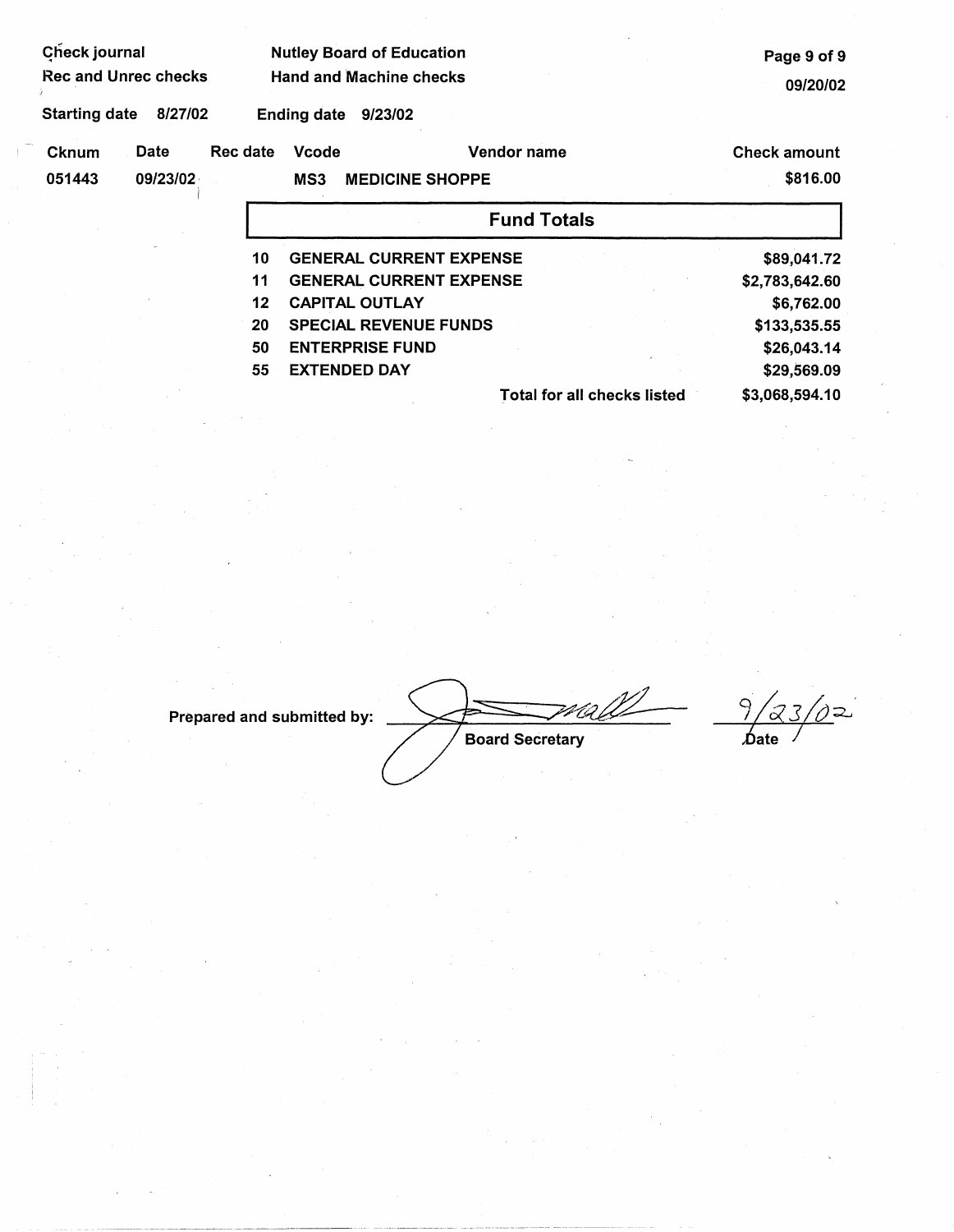Check journal
Rec and Unrec checks

Nutley Board of Education
Hand and Machine checks

09/20/02

Starting date 8/27/02 Ending date 9/23/02

| Cknum | Date | Rec date | Vcode | Vendor name | Check amount |
|---|---|---|---|---|---|
| 051443 | 09/23/02 | | MS3 | MEDICINE SHOPPE | $816.00 |

**Fund Totals**

| | | |
|---|---|---|
| 10 | GENERAL CURRENT EXPENSE | $89,041.72 |
| 11 | GENERAL CURRENT EXPENSE | $2,783,642.60 |
| 12 | CAPITAL OUTLAY | $6,762.00 |
| 20 | SPECIAL REVENUE FUNDS | $133,535.55 |
| 50 | ENTERPRISE FUND | $26,043.14 |
| 55 | EXTENDED DAY | $29,569.09 |
| | Total for all checks listed | $3,068,594.10 |

Prepared and submitted by: ____________________ Board Secretary    9/23/02 Date